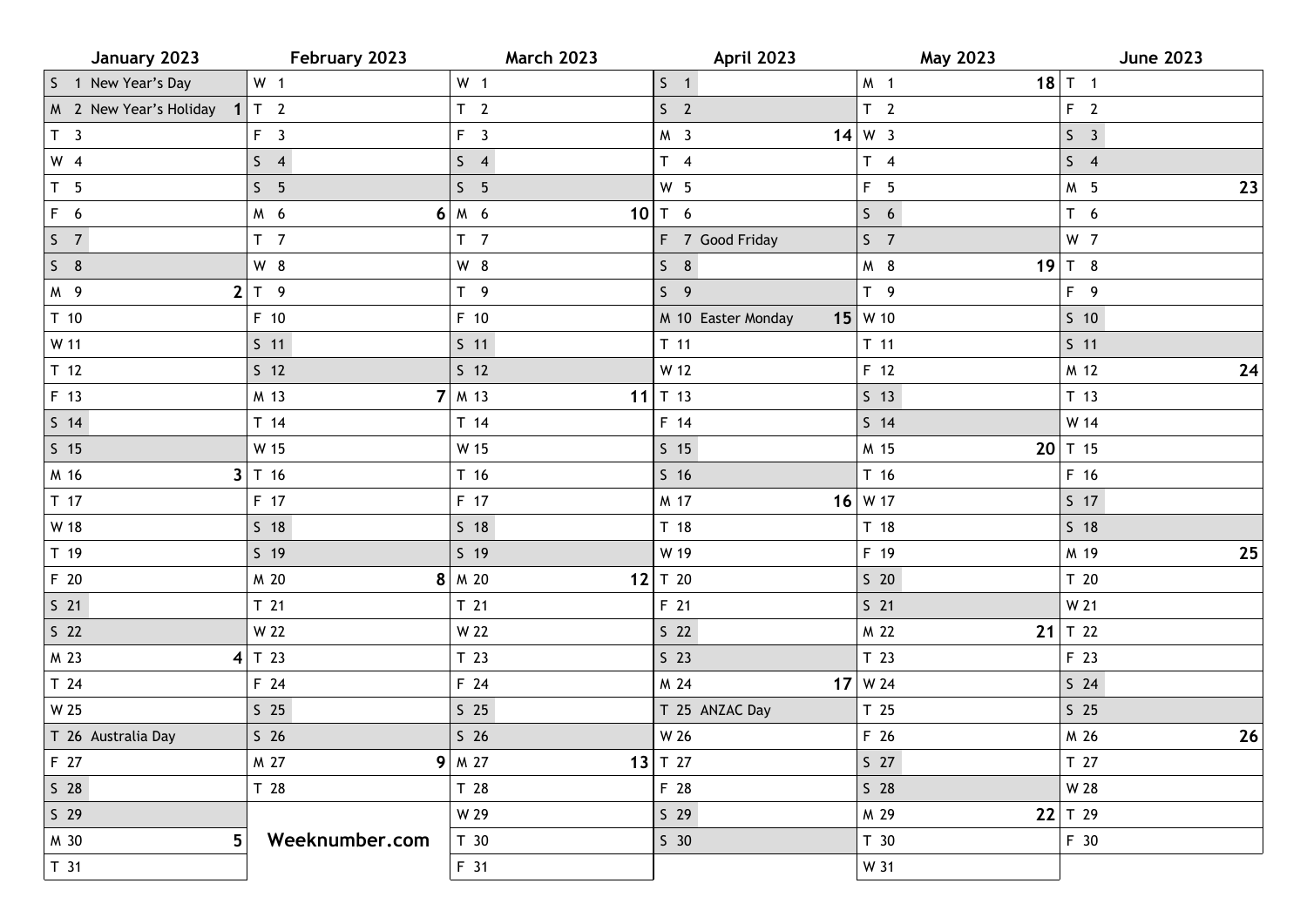| January 2023 | February 2023 | March 2023 | April 2023 | May 2023 | June 2023 |
|---|---|---|---|---|---|
| S 1 New Year's Day | W 1 | W 1 | S 1 | M 1 **18** | T 1 |
| M 2 New Year's Holiday **1** | T 2 | T 2 | S 2 | T 2 | F 2 |
| T 3 | F 3 | F 3 | M 3 **14** | W 3 | S 3 |
| W 4 | S 4 | S 4 | T 4 | T 4 | S 4 |
| T 5 | S 5 | S 5 | W 5 | F 5 | M 5 **23** |
| F 6 | M 6 **6** | M 6 **10** | T 6 | S 6 | T 6 |
| S 7 | T 7 | T 7 | F 7 Good Friday | S 7 | W 7 |
| S 8 | W 8 | W 8 | S 8 | M 8 **19** | T 8 |
| M 9 **2** | T 9 | T 9 | S 9 | T 9 | F 9 |
| T 10 | F 10 | F 10 | M 10 Easter Monday **15** | W 10 | S 10 |
| W 11 | S 11 | S 11 | T 11 | T 11 | S 11 |
| T 12 | S 12 | S 12 | W 12 | F 12 | M 12 **24** |
| F 13 | M 13 **7** | M 13 **11** | T 13 | S 13 | T 13 |
| S 14 | T 14 | T 14 | F 14 | S 14 | W 14 |
| S 15 | W 15 | W 15 | S 15 | M 15 **20** | T 15 |
| M 16 **3** | T 16 | T 16 | S 16 | T 16 | F 16 |
| T 17 | F 17 | F 17 | M 17 **16** | W 17 | S 17 |
| W 18 | S 18 | S 18 | T 18 | T 18 | S 18 |
| T 19 | S 19 | S 19 | W 19 | F 19 | M 19 **25** |
| F 20 | M 20 **8** | M 20 **12** | T 20 | S 20 | T 20 |
| S 21 | T 21 | T 21 | F 21 | S 21 | W 21 |
| S 22 | W 22 | W 22 | S 22 | M 22 **21** | T 22 |
| M 23 **4** | T 23 | T 23 | S 23 | T 23 | F 23 |
| T 24 | F 24 | F 24 | M 24 **17** | W 24 | S 24 |
| W 25 | S 25 | S 25 | T 25 ANZAC Day | T 25 | S 25 |
| T 26 Australia Day | S 26 | S 26 | W 26 | F 26 | M 26 **26** |
| F 27 | M 27 **9** | M 27 **13** | T 27 | S 27 | T 27 |
| S 28 | T 28 | T 28 | F 28 | S 28 | W 28 |
| S 29 | | W 29 | S 29 | M 29 **22** | T 29 |
| M 30 **5** | **Weeknumber.com** | T 30 | S 30 | T 30 | F 30 |
| T 31 | | F 31 | | W 31 | |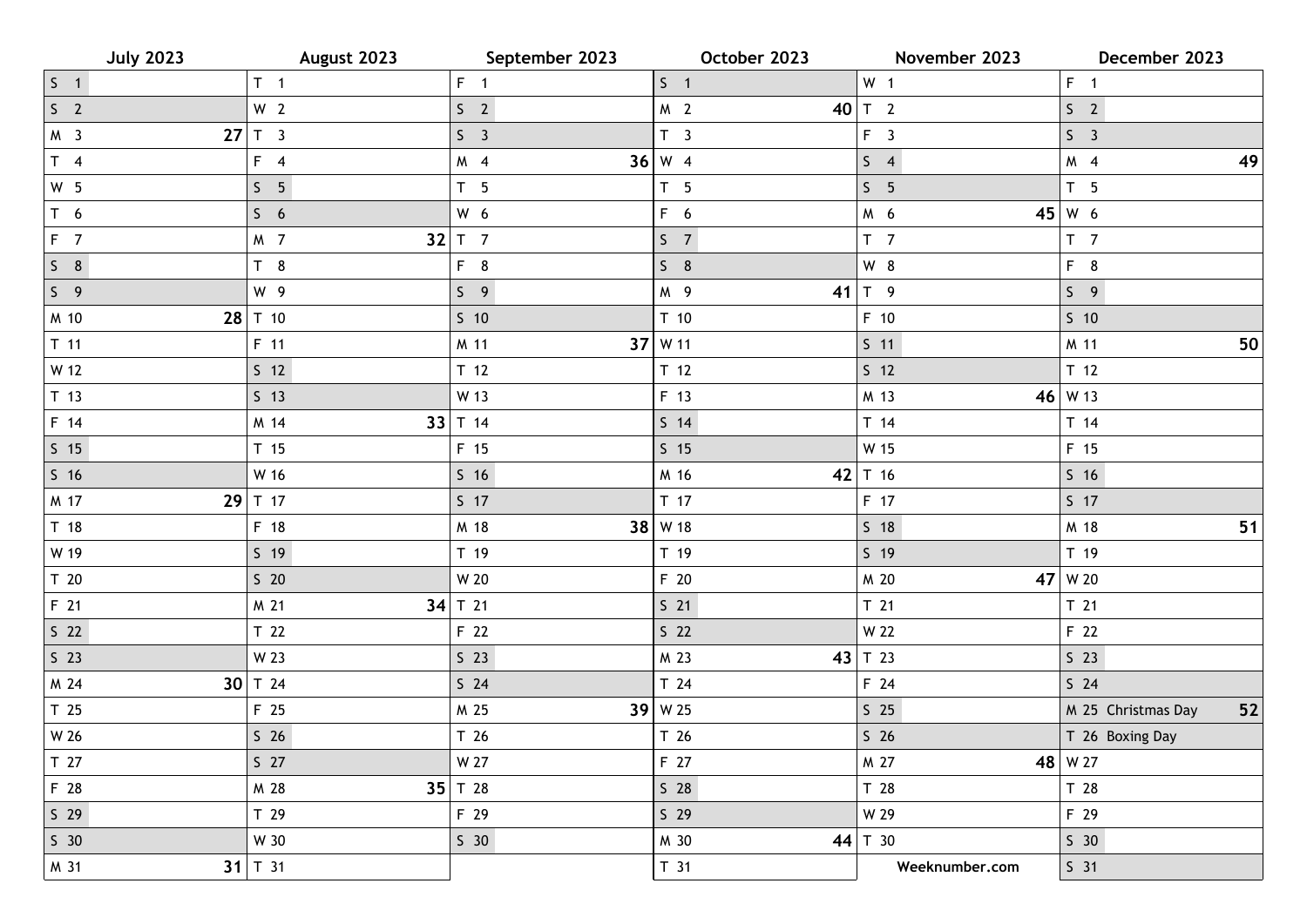| July 2023 | | August 2023 | | September 2023 | | October 2023 | | November 2023 | | December 2023 | |
|---|---|---|---|---|---|---|---|---|---|---|---|
| S 1 | | T 1 | | F 1 | | S 1 | | W 1 | | F 1 | |
| S 2 | | W 2 | | S 2 | | M 2 | 40 | T 2 | | S 2 | |
| M 3 | 27 | T 3 | | S 3 | | T 3 | | F 3 | | S 3 | |
| T 4 | | F 4 | | M 4 | 36 | W 4 | | S 4 | | M 4 | 49 |
| W 5 | | S 5 | | T 5 | | T 5 | | S 5 | | T 5 | |
| T 6 | | S 6 | | W 6 | | F 6 | | M 6 | 45 | W 6 | |
| F 7 | | M 7 | 32 | T 7 | | S 7 | | T 7 | | T 7 | |
| S 8 | | T 8 | | F 8 | | S 8 | | W 8 | | F 8 | |
| S 9 | | W 9 | | S 9 | | M 9 | 41 | T 9 | | S 9 | |
| M 10 | 28 | T 10 | | S 10 | | T 10 | | F 10 | | S 10 | |
| T 11 | | F 11 | | M 11 | 37 | W 11 | | S 11 | | M 11 | 50 |
| W 12 | | S 12 | | T 12 | | T 12 | | S 12 | | T 12 | |
| T 13 | | S 13 | | W 13 | | F 13 | | M 13 | 46 | W 13 | |
| F 14 | | M 14 | 33 | T 14 | | S 14 | | T 14 | | T 14 | |
| S 15 | | T 15 | | F 15 | | S 15 | | W 15 | | F 15 | |
| S 16 | | W 16 | | S 16 | | M 16 | 42 | T 16 | | S 16 | |
| M 17 | 29 | T 17 | | S 17 | | T 17 | | F 17 | | S 17 | |
| T 18 | | F 18 | | M 18 | 38 | W 18 | | S 18 | | M 18 | 51 |
| W 19 | | S 19 | | T 19 | | T 19 | | S 19 | | T 19 | |
| T 20 | | S 20 | | W 20 | | F 20 | | M 20 | 47 | W 20 | |
| F 21 | | M 21 | 34 | T 21 | | S 21 | | T 21 | | T 21 | |
| S 22 | | T 22 | | F 22 | | S 22 | | W 22 | | F 22 | |
| S 23 | | W 23 | | S 23 | | M 23 | 43 | T 23 | | S 23 | |
| M 24 | 30 | T 24 | | S 24 | | T 24 | | F 24 | | S 24 | |
| T 25 | | F 25 | | M 25 | 39 | W 25 | | S 25 | | M 25 Christmas Day | 52 |
| W 26 | | S 26 | | T 26 | | T 26 | | S 26 | | T 26 Boxing Day | |
| T 27 | | S 27 | | W 27 | | F 27 | | M 27 | 48 | W 27 | |
| F 28 | | M 28 | 35 | T 28 | | S 28 | | T 28 | | T 28 | |
| S 29 | | T 29 | | F 29 | | S 29 | | W 29 | | F 29 | |
| S 30 | | W 30 | | S 30 | | M 30 | 44 | T 30 | | S 30 | |
| M 31 | 31 | T 31 | | | | T 31 | | Weeknumber.com | | S 31 | |